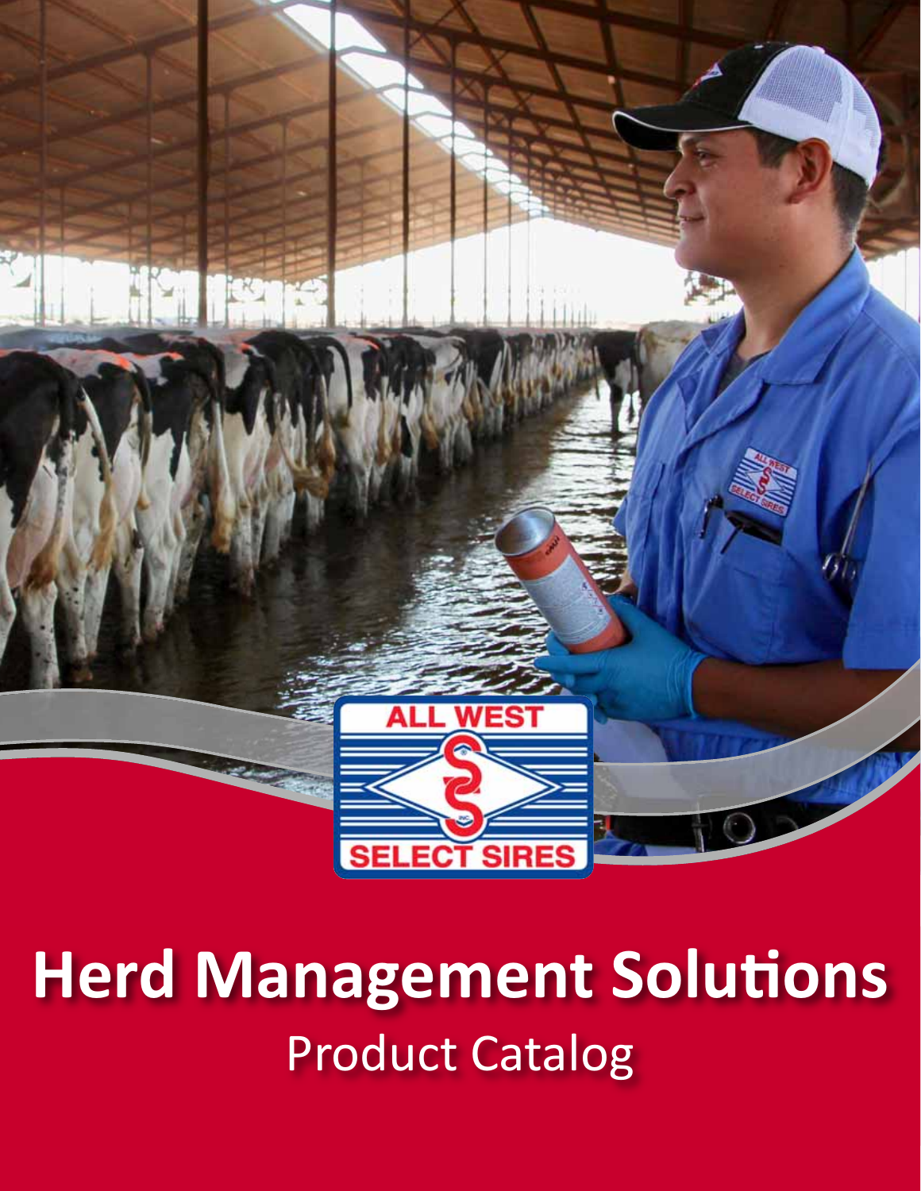ALL WEST SELECT SIRES

# Herd Management Solutions

Product Catalog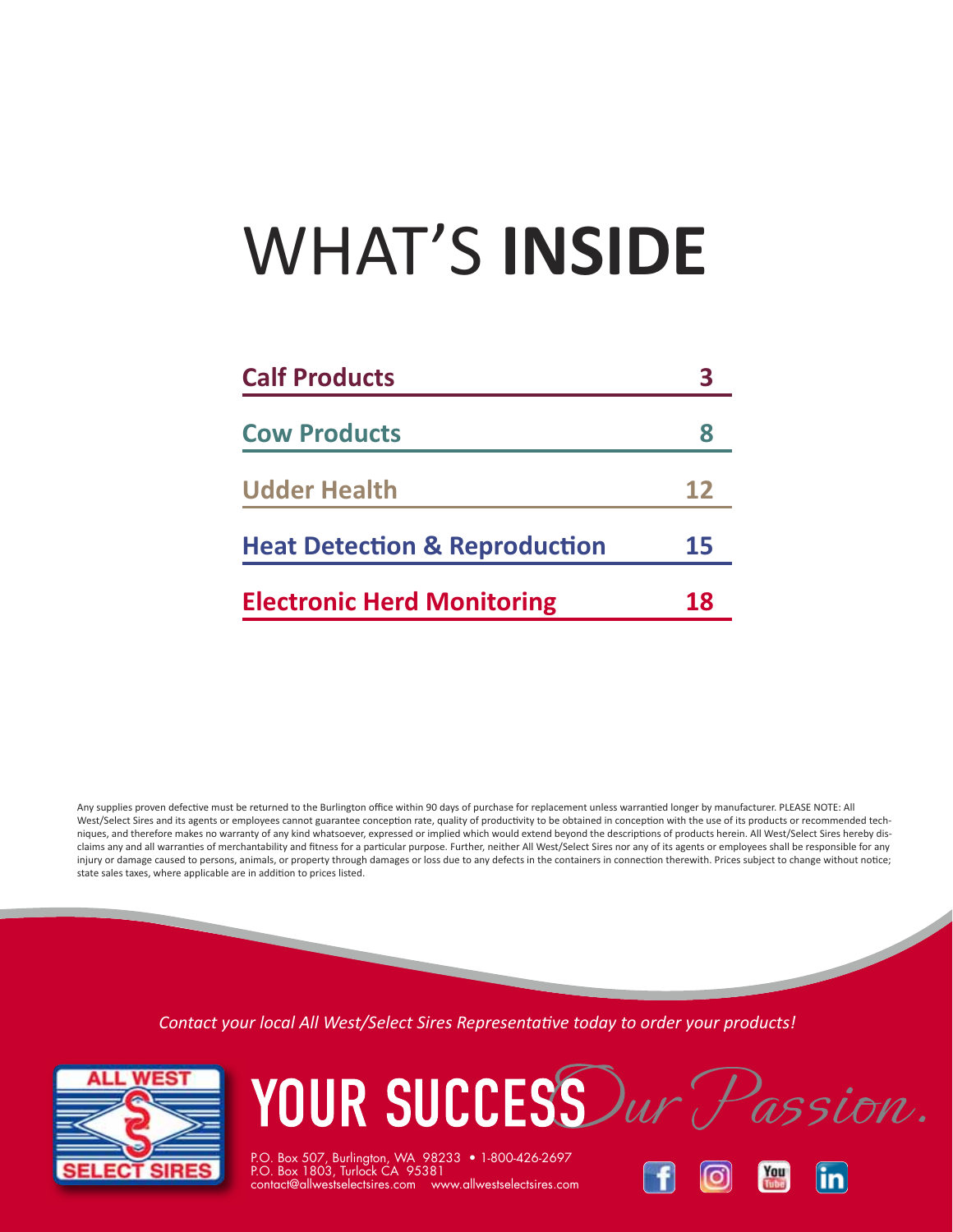# WHAT'S **INSIDE**

| Section | Page |
| --- | --- |
| **Calf Products** | **3** |
| **Cow Products** | **8** |
| **Udder Health** | **12** |
| **Heat Detection & Reproduction** | **15** |
| **Electronic Herd Monitoring** | **18** |

Any supplies proven defective must be returned to the Burlington office within 90 days of purchase for replacement unless warrantied longer by manufacturer. PLEASE NOTE: All West/Select Sires and its agents or employees cannot guarantee conception rate, quality of productivity to be obtained in conception with the use of its products or recommended techniques, and therefore makes no warranty of any kind whatsoever, expressed or implied which would extend beyond the descriptions of products herein. All West/Select Sires hereby disclaims any and all warranties of merchantability and fitness for a particular purpose. Further, neither All West/Select Sires nor any of its agents or employees shall be responsible for any injury or damage caused to persons, animals, or property through damages or loss due to any defects in the containers in connection therewith. Prices subject to change without notice; state sales taxes, where applicable are in addition to prices listed.

*Contact your local All West/Select Sires Representative today to order your products!*

ALL WEST SELECT SIRES

YOUR SUCCESS *Our Passion.*

P.O. Box 507, Burlington, WA 98233 • 1-800-426-2697
P.O. Box 1803, Turlock CA 95381
contact@allwestselectsires.com www.allwestselectsires.com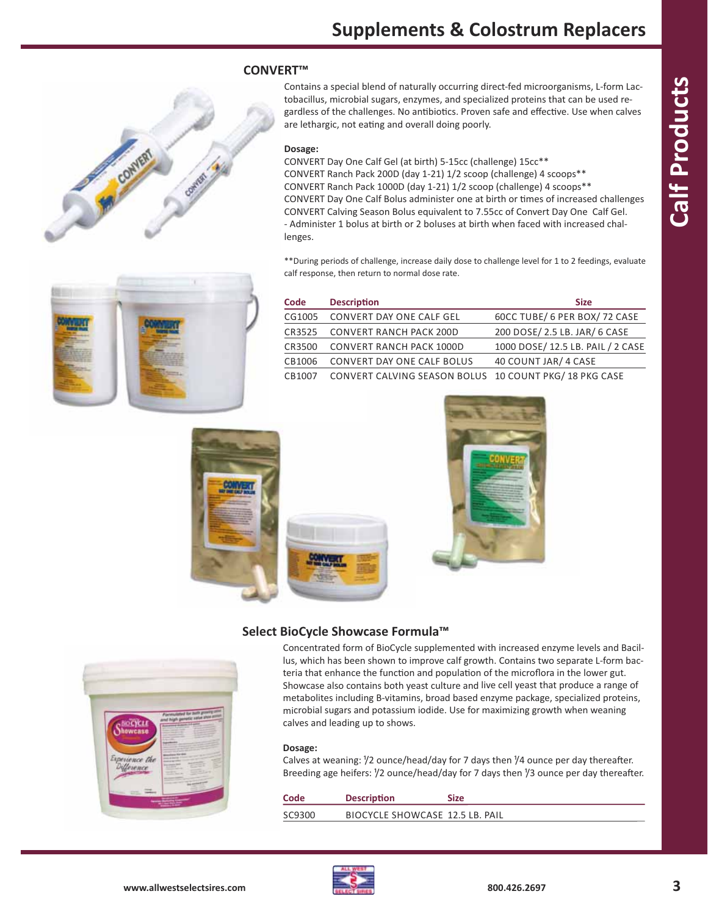# Supplements & Colostrum Replacers

## CONVERT™

Contains a special blend of naturally occurring direct-fed microorganisms, L-form Lactobacillus, microbial sugars, enzymes, and specialized proteins that can be used regardless of the challenges. No antibiotics. Proven safe and effective. Use when calves are lethargic, not eating and overall doing poorly.

**Dosage:**

CONVERT Day One Calf Gel (at birth) 5-15cc (challenge) 15cc**
CONVERT Ranch Pack 200D (day 1-21) 1/2 scoop (challenge) 4 scoops**
CONVERT Ranch Pack 1000D (day 1-21) 1/2 scoop (challenge) 4 scoops**
CONVERT Day One Calf Bolus administer one at birth or times of increased challenges
CONVERT Calving Season Bolus equivalent to 7.55cc of Convert Day One Calf Gel.
- Administer 1 bolus at birth or 2 boluses at birth when faced with increased challenges.

**During periods of challenge, increase daily dose to challenge level for 1 to 2 feedings, evaluate calf response, then return to normal dose rate.

| Code | Description | Size |
|---|---|---|
| CG1005 | CONVERT DAY ONE CALF GEL | 60CC TUBE/ 6 PER BOX/ 72 CASE |
| CR3525 | CONVERT RANCH PACK 200D | 200 DOSE/ 2.5 LB. JAR/ 6 CASE |
| CR3500 | CONVERT RANCH PACK 1000D | 1000 DOSE/ 12.5 LB. PAIL / 2 CASE |
| CB1006 | CONVERT DAY ONE CALF BOLUS | 40 COUNT JAR/ 4 CASE |
| CB1007 | CONVERT CALVING SEASON BOLUS | 10 COUNT PKG/ 18 PKG CASE |

## Select BioCycle Showcase Formula™

Concentrated form of BioCycle supplemented with increased enzyme levels and Bacillus, which has been shown to improve calf growth. Contains two separate L-form bacteria that enhance the function and population of the microflora in the lower gut. Showcase also contains both yeast culture and live cell yeast that produce a range of metabolites including B-vitamins, broad based enzyme package, specialized proteins, microbial sugars and potassium iodide. Use for maximizing growth when weaning calves and leading up to shows.

**Dosage:**

Calves at weaning: 1/2 ounce/head/day for 7 days then 1/4 ounce per day thereafter.
Breeding age heifers: 1/2 ounce/head/day for 7 days then 1/3 ounce per day thereafter.

| Code | Description | Size |
|---|---|---|
| SC9300 | BIOCYCLE SHOWCASE | 12.5 LB. PAIL |

www.allwestselectsires.com 800.426.2697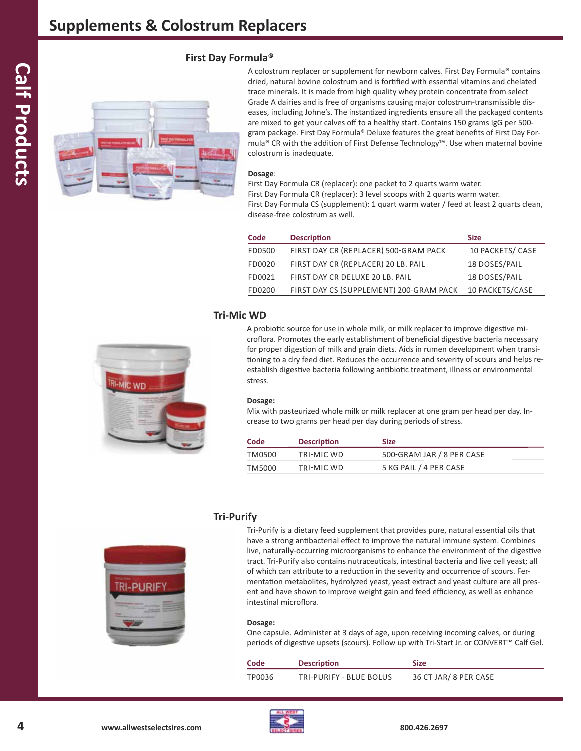# Supplements & Colostrum Replacers

## First Day Formula®

A colostrum replacer or supplement for newborn calves. First Day Formula® contains dried, natural bovine colostrum and is fortified with essential vitamins and chelated trace minerals. It is made from high quality whey protein concentrate from select Grade A dairies and is free of organisms causing major colostrum-transmissible diseases, including Johne's. The instantized ingredients ensure all the packaged contents are mixed to get your calves off to a healthy start. Contains 150 grams IgG per 500-gram package. First Day Formula® Deluxe features the great benefits of First Day Formula® CR with the addition of First Defense Technology™. Use when maternal bovine colostrum is inadequate.

**Dosage**:
First Day Formula CR (replacer): one packet to 2 quarts warm water.
First Day Formula CR (replacer): 3 level scoops with 2 quarts warm water.
First Day Formula CS (supplement): 1 quart warm water / feed at least 2 quarts clean, disease-free colostrum as well.

| Code | Description | Size |
|---|---|---|
| FD0500 | FIRST DAY CR (REPLACER) 500-GRAM PACK | 10 PACKETS/ CASE |
| FD0020 | FIRST DAY CR (REPLACER) 20 LB. PAIL | 18 DOSES/PAIL |
| FD0021 | FIRST DAY CR DELUXE 20 LB. PAIL | 18 DOSES/PAIL |
| FD0200 | FIRST DAY CS (SUPPLEMENT) 200-GRAM PACK | 10 PACKETS/CASE |

## Tri-Mic WD

A probiotic source for use in whole milk, or milk replacer to improve digestive microflora. Promotes the early establishment of beneficial digestive bacteria necessary for proper digestion of milk and grain diets. Aids in rumen development when transitioning to a dry feed diet. Reduces the occurrence and severity of scours and helps re-establish digestive bacteria following antibiotic treatment, illness or environmental stress.

**Dosage:**
Mix with pasteurized whole milk or milk replacer at one gram per head per day. Increase to two grams per head per day during periods of stress.

| Code | Description | Size |
|---|---|---|
| TM0500 | TRI-MIC WD | 500-GRAM JAR / 8 PER CASE |
| TM5000 | TRI-MIC WD | 5 KG PAIL / 4 PER CASE |

## Tri-Purify

Tri-Purify is a dietary feed supplement that provides pure, natural essential oils that have a strong antibacterial effect to improve the natural immune system. Combines live, naturally-occurring microorganisms to enhance the environment of the digestive tract. Tri-Purify also contains nutraceuticals, intestinal bacteria and live cell yeast; all of which can attribute to a reduction in the severity and occurrence of scours. Fermentation metabolites, hydrolyzed yeast, yeast extract and yeast culture are all present and have shown to improve weight gain and feed efficiency, as well as enhance intestinal microflora.

**Dosage:**
One capsule. Administer at 3 days of age, upon receiving incoming calves, or during periods of digestive upsets (scours). Follow up with Tri-Start Jr. or CONVERT™ Calf Gel.

| Code | Description | Size |
|---|---|---|
| TP0036 | TRI-PURIFY - BLUE BOLUS | 36 CT JAR/ 8 PER CASE |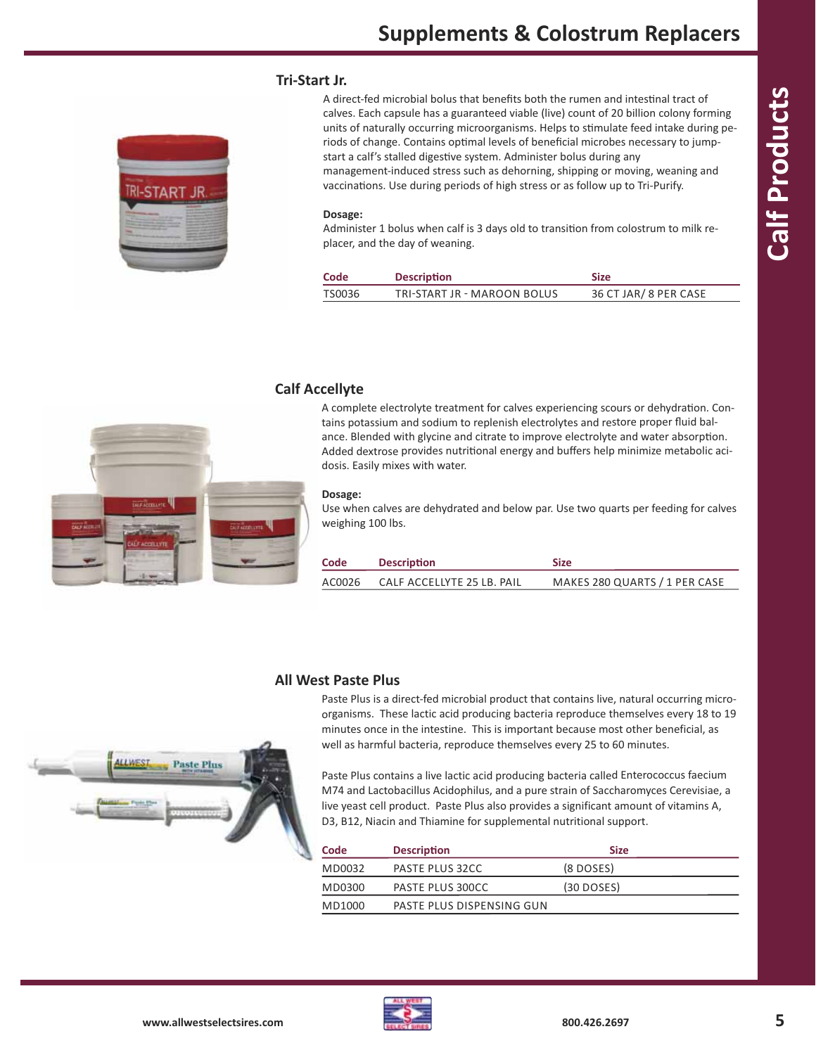# Supplements & Colostrum Replacers

## Tri-Start Jr.

A direct-fed microbial bolus that benefits both the rumen and intestinal tract of calves. Each capsule has a guaranteed viable (live) count of 20 billion colony forming units of naturally occurring microorganisms. Helps to stimulate feed intake during periods of change. Contains optimal levels of beneficial microbes necessary to jump-start a calf's stalled digestive system. Administer bolus during any management-induced stress such as dehorning, shipping or moving, weaning and vaccinations. Use during periods of high stress or as follow up to Tri-Purify.

**Dosage:**
Administer 1 bolus when calf is 3 days old to transition from colostrum to milk replacer, and the day of weaning.

| Code | Description | Size |
|---|---|---|
| TS0036 | TRI-START JR - MAROON BOLUS | 36 CT JAR/ 8 PER CASE |

## Calf Accellyte

A complete electrolyte treatment for calves experiencing scours or dehydration. Contains potassium and sodium to replenish electrolytes and restore proper fluid balance. Blended with glycine and citrate to improve electrolyte and water absorption. Added dextrose provides nutritional energy and buffers help minimize metabolic acidosis. Easily mixes with water.

**Dosage:**
Use when calves are dehydrated and below par. Use two quarts per feeding for calves weighing 100 lbs.

| Code | Description | Size |
|---|---|---|
| AC0026 | CALF ACCELLYTE 25 LB. PAIL | MAKES 280 QUARTS / 1 PER CASE |

## All West Paste Plus

Paste Plus is a direct-fed microbial product that contains live, natural occurring microorganisms. These lactic acid producing bacteria reproduce themselves every 18 to 19 minutes once in the intestine. This is important because most other beneficial, as well as harmful bacteria, reproduce themselves every 25 to 60 minutes.

Paste Plus contains a live lactic acid producing bacteria called Enterococcus faecium M74 and Lactobacillus Acidophilus, and a pure strain of Saccharomyces Cerevisiae, a live yeast cell product. Paste Plus also provides a significant amount of vitamins A, D3, B12, Niacin and Thiamine for supplemental nutritional support.

| Code | Description | Size |
|---|---|---|
| MD0032 | PASTE PLUS 32CC | (8 DOSES) |
| MD0300 | PASTE PLUS 300CC | (30 DOSES) |
| MD1000 | PASTE PLUS DISPENSING GUN | |

www.allwestselectsires.com 800.426.2697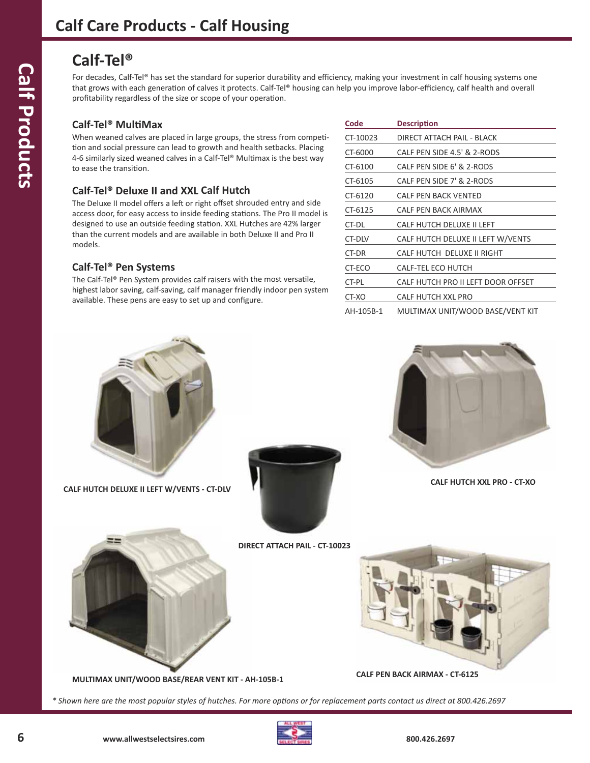## Calf Care Products - Calf Housing

# Calf-Tel®

For decades, Calf-Tel® has set the standard for superior durability and efficiency, making your investment in calf housing systems one that grows with each generation of calves it protects. Calf-Tel® housing can help you improve labor-efficiency, calf health and overall profitability regardless of the size or scope of your operation.

### Calf-Tel® MultiMax

When weaned calves are placed in large groups, the stress from competition and social pressure can lead to growth and health setbacks. Placing 4-6 similarly sized weaned calves in a Calf-Tel® Multimax is the best way to ease the transition.

### Calf-Tel® Deluxe II and XXL Calf Hutch

The Deluxe II model offers a left or right offset shrouded entry and side access door, for easy access to inside feeding stations. The Pro II model is designed to use an outside feeding station. XXL Hutches are 42% larger than the current models and are available in both Deluxe II and Pro II models.

### Calf-Tel® Pen Systems

The Calf-Tel® Pen System provides calf raisers with the most versatile, highest labor saving, calf-saving, calf manager friendly indoor pen system available. These pens are easy to set up and configure.

| Code | Description |
|---|---|
| CT-10023 | DIRECT ATTACH PAIL - BLACK |
| CT-6000 | CALF PEN SIDE 4.5' & 2-RODS |
| CT-6100 | CALF PEN SIDE 6' & 2-RODS |
| CT-6105 | CALF PEN SIDE 7' & 2-RODS |
| CT-6120 | CALF PEN BACK VENTED |
| CT-6125 | CALF PEN BACK AIRMAX |
| CT-DL | CALF HUTCH DELUXE II LEFT |
| CT-DLV | CALF HUTCH DELUXE II LEFT W/VENTS |
| CT-DR | CALF HUTCH DELUXE II RIGHT |
| CT-ECO | CALF-TEL ECO HUTCH |
| CT-PL | CALF HUTCH PRO II LEFT DOOR OFFSET |
| CT-XO | CALF HUTCH XXL PRO |
| AH-105B-1 | MULTIMAX UNIT/WOOD BASE/VENT KIT |

**CALF HUTCH DELUXE II LEFT W/VENTS - CT-DLV**

**CALF HUTCH XXL PRO - CT-XO**

**DIRECT ATTACH PAIL - CT-10023**

**MULTIMAX UNIT/WOOD BASE/REAR VENT KIT - AH-105B-1**

**CALF PEN BACK AIRMAX - CT-6125**

*\* Shown here are the most popular styles of hutches. For more options or for replacement parts contact us direct at 800.426.2697*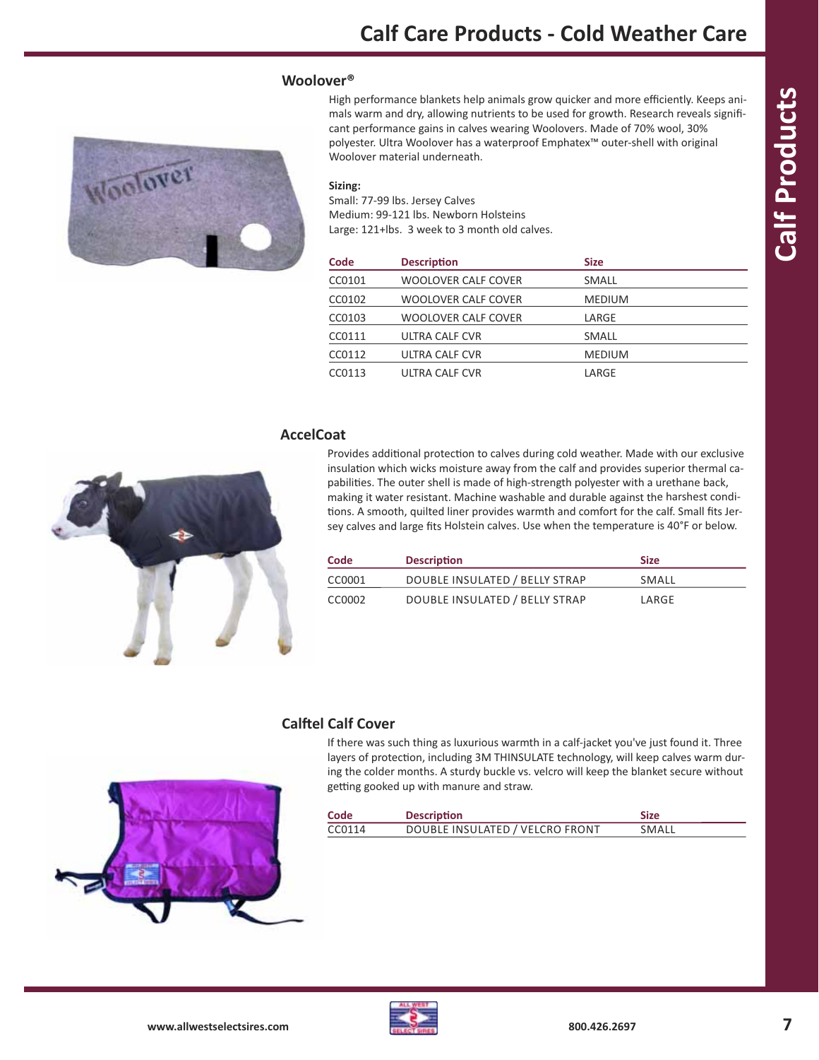# Calf Care Products - Cold Weather Care

## Woolover®

High performance blankets help animals grow quicker and more efficiently. Keeps animals warm and dry, allowing nutrients to be used for growth. Research reveals significant performance gains in calves wearing Woolovers. Made of 70% wool, 30% polyester. Ultra Woolover has a waterproof Emphatex™ outer-shell with original Woolover material underneath.

**Sizing:**
Small: 77-99 lbs. Jersey Calves
Medium: 99-121 lbs. Newborn Holsteins
Large: 121+lbs. 3 week to 3 month old calves.

| Code | Description | Size |
|---|---|---|
| CC0101 | WOOLOVER CALF COVER | SMALL |
| CC0102 | WOOLOVER CALF COVER | MEDIUM |
| CC0103 | WOOLOVER CALF COVER | LARGE |
| CC0111 | ULTRA CALF CVR | SMALL |
| CC0112 | ULTRA CALF CVR | MEDIUM |
| CC0113 | ULTRA CALF CVR | LARGE |

## AccelCoat

Provides additional protection to calves during cold weather. Made with our exclusive insulation which wicks moisture away from the calf and provides superior thermal capabilities. The outer shell is made of high-strength polyester with a urethane back, making it water resistant. Machine washable and durable against the harshest conditions. A smooth, quilted liner provides warmth and comfort for the calf. Small fits Jersey calves and large fits Holstein calves. Use when the temperature is 40°F or below.

| Code | Description | Size |
|---|---|---|
| CC0001 | DOUBLE INSULATED / BELLY STRAP | SMALL |
| CC0002 | DOUBLE INSULATED / BELLY STRAP | LARGE |

## Calftel Calf Cover

If there was such thing as luxurious warmth in a calf-jacket you've just found it. Three layers of protection, including 3M THINSULATE technology, will keep calves warm during the colder months. A sturdy buckle vs. velcro will keep the blanket secure without getting gooked up with manure and straw.

| Code | Description | Size |
|---|---|---|
| CC0114 | DOUBLE INSULATED / VELCRO FRONT | SMALL |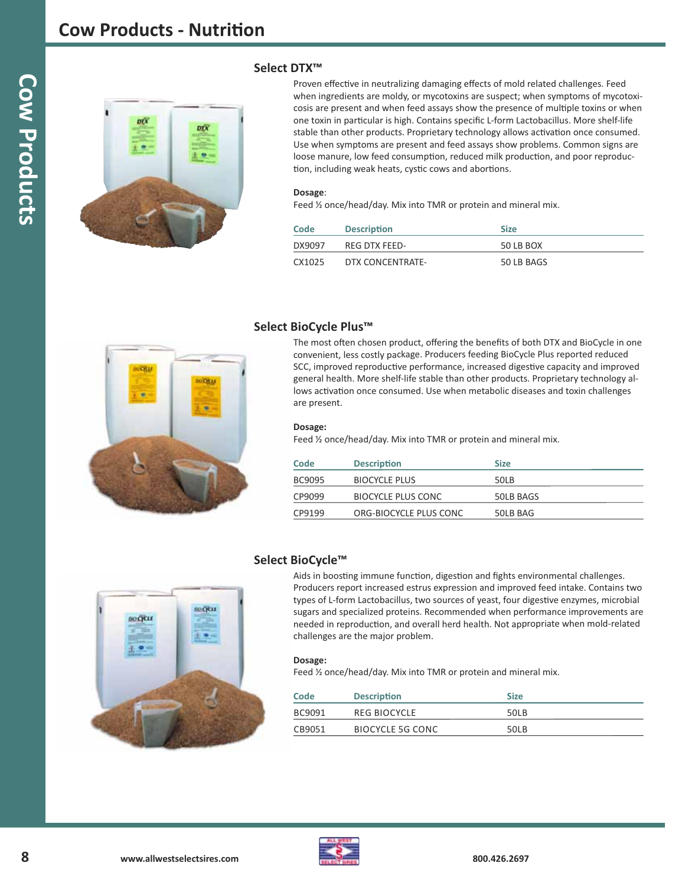# Cow Products - Nutrition

## Select DTX™

Proven effective in neutralizing damaging effects of mold related challenges. Feed when ingredients are moldy, or mycotoxins are suspect; when symptoms of mycotoxicosis are present and when feed assays show the presence of multiple toxins or when one toxin in particular is high. Contains specific L-form Lactobacillus. More shelf-life stable than other products. Proprietary technology allows activation once consumed. Use when symptoms are present and feed assays show problems. Common signs are loose manure, low feed consumption, reduced milk production, and poor reproduction, including weak heats, cystic cows and abortions.

**Dosage**:
Feed ½ once/head/day. Mix into TMR or protein and mineral mix.

| Code | Description | Size |
|---|---|---|
| DX9097 | REG DTX FEED- | 50 LB BOX |
| CX1025 | DTX CONCENTRATE- | 50 LB BAGS |

## Select BioCycle Plus™

The most often chosen product, offering the benefits of both DTX and BioCycle in one convenient, less costly package. Producers feeding BioCycle Plus reported reduced SCC, improved reproductive performance, increased digestive capacity and improved general health. More shelf-life stable than other products. Proprietary technology allows activation once consumed. Use when metabolic diseases and toxin challenges are present.

**Dosage:**
Feed ½ once/head/day. Mix into TMR or protein and mineral mix.

| Code | Description | Size |
|---|---|---|
| BC9095 | BIOCYCLE PLUS | 50LB |
| CP9099 | BIOCYCLE PLUS CONC | 50LB BAGS |
| CP9199 | ORG-BIOCYCLE PLUS CONC | 50LB BAG |

## Select BioCycle™

Aids in boosting immune function, digestion and fights environmental challenges. Producers report increased estrus expression and improved feed intake. Contains two types of L-form Lactobacillus, two sources of yeast, four digestive enzymes, microbial sugars and specialized proteins. Recommended when performance improvements are needed in reproduction, and overall herd health. Not appropriate when mold-related challenges are the major problem.

**Dosage:**
Feed ½ once/head/day. Mix into TMR or protein and mineral mix.

| Code | Description | Size |
|---|---|---|
| BC9091 | REG BIOCYCLE | 50LB |
| CB9051 | BIOCYCLE 5G CONC | 50LB |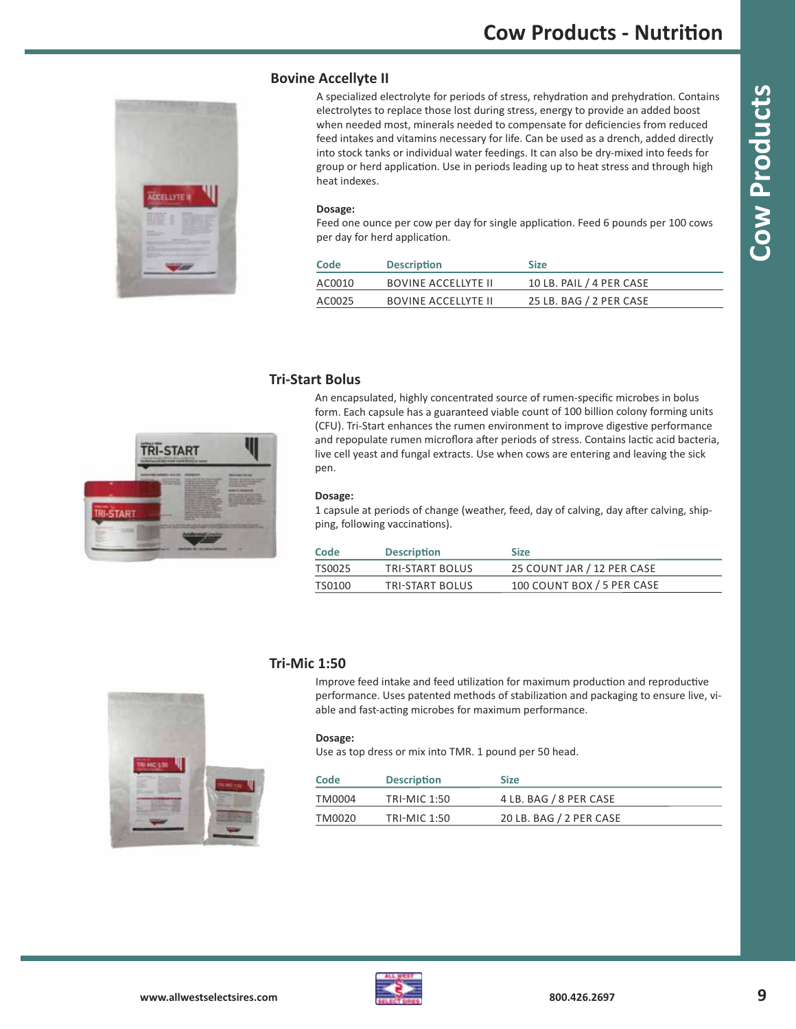## Bovine Accellyte II

A specialized electrolyte for periods of stress, rehydration and prehydration. Contains electrolytes to replace those lost during stress, energy to provide an added boost when needed most, minerals needed to compensate for deficiencies from reduced feed intakes and vitamins necessary for life. Can be used as a drench, added directly into stock tanks or individual water feedings. It can also be dry-mixed into feeds for group or herd application. Use in periods leading up to heat stress and through high heat indexes.

**Dosage:**
Feed one ounce per cow per day for single application. Feed 6 pounds per 100 cows per day for herd application.

| Code | Description | Size |
|---|---|---|
| AC0010 | BOVINE ACCELLYTE II | 10 LB. PAIL / 4 PER CASE |
| AC0025 | BOVINE ACCELLYTE II | 25 LB. BAG / 2 PER CASE |

## Tri-Start Bolus

An encapsulated, highly concentrated source of rumen-specific microbes in bolus form. Each capsule has a guaranteed viable count of 100 billion colony forming units (CFU). Tri-Start enhances the rumen environment to improve digestive performance and repopulate rumen microflora after periods of stress. Contains lactic acid bacteria, live cell yeast and fungal extracts. Use when cows are entering and leaving the sick pen.

**Dosage:**
1 capsule at periods of change (weather, feed, day of calving, day after calving, shipping, following vaccinations).

| Code | Description | Size |
|---|---|---|
| TS0025 | TRI-START BOLUS | 25 COUNT JAR / 12 PER CASE |
| TS0100 | TRI-START BOLUS | 100 COUNT BOX / 5 PER CASE |

## Tri-Mic 1:50

Improve feed intake and feed utilization for maximum production and reproductive performance. Uses patented methods of stabilization and packaging to ensure live, viable and fast-acting microbes for maximum performance.

**Dosage:**
Use as top dress or mix into TMR. 1 pound per 50 head.

| Code | Description | Size |
|---|---|---|
| TM0004 | TRI-MIC 1:50 | 4 LB. BAG / 8 PER CASE |
| TM0020 | TRI-MIC 1:50 | 20 LB. BAG / 2 PER CASE |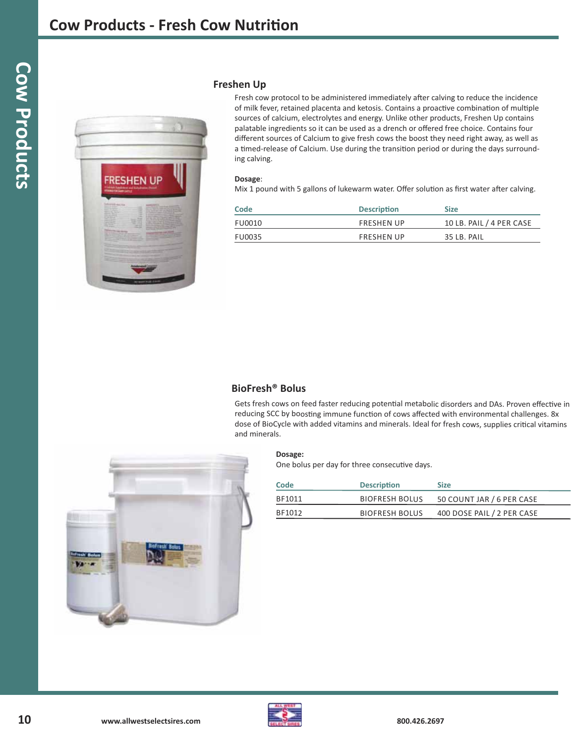# Cow Products - Fresh Cow Nutrition

## Freshen Up

Fresh cow protocol to be administered immediately after calving to reduce the incidence of milk fever, retained placenta and ketosis. Contains a proactive combination of multiple sources of calcium, electrolytes and energy. Unlike other products, Freshen Up contains palatable ingredients so it can be used as a drench or offered free choice. Contains four different sources of Calcium to give fresh cows the boost they need right away, as well as a timed-release of Calcium. Use during the transition period or during the days surrounding calving.

**Dosage**:
Mix 1 pound with 5 gallons of lukewarm water. Offer solution as first water after calving.

| Code | Description | Size |
|---|---|---|
| FU0010 | FRESHEN UP | 10 LB. PAIL / 4 PER CASE |
| FU0035 | FRESHEN UP | 35 LB. PAIL |

## BioFresh® Bolus

Gets fresh cows on feed faster reducing potential metabolic disorders and DAs. Proven effective in reducing SCC by boosting immune function of cows affected with environmental challenges. 8x dose of BioCycle with added vitamins and minerals. Ideal for fresh cows, supplies critical vitamins and minerals.

**Dosage:**
One bolus per day for three consecutive days.

| Code | Description | Size |
|---|---|---|
| BF1011 | BIOFRESH BOLUS | 50 COUNT JAR / 6 PER CASE |
| BF1012 | BIOFRESH BOLUS | 400 DOSE PAIL / 2 PER CASE |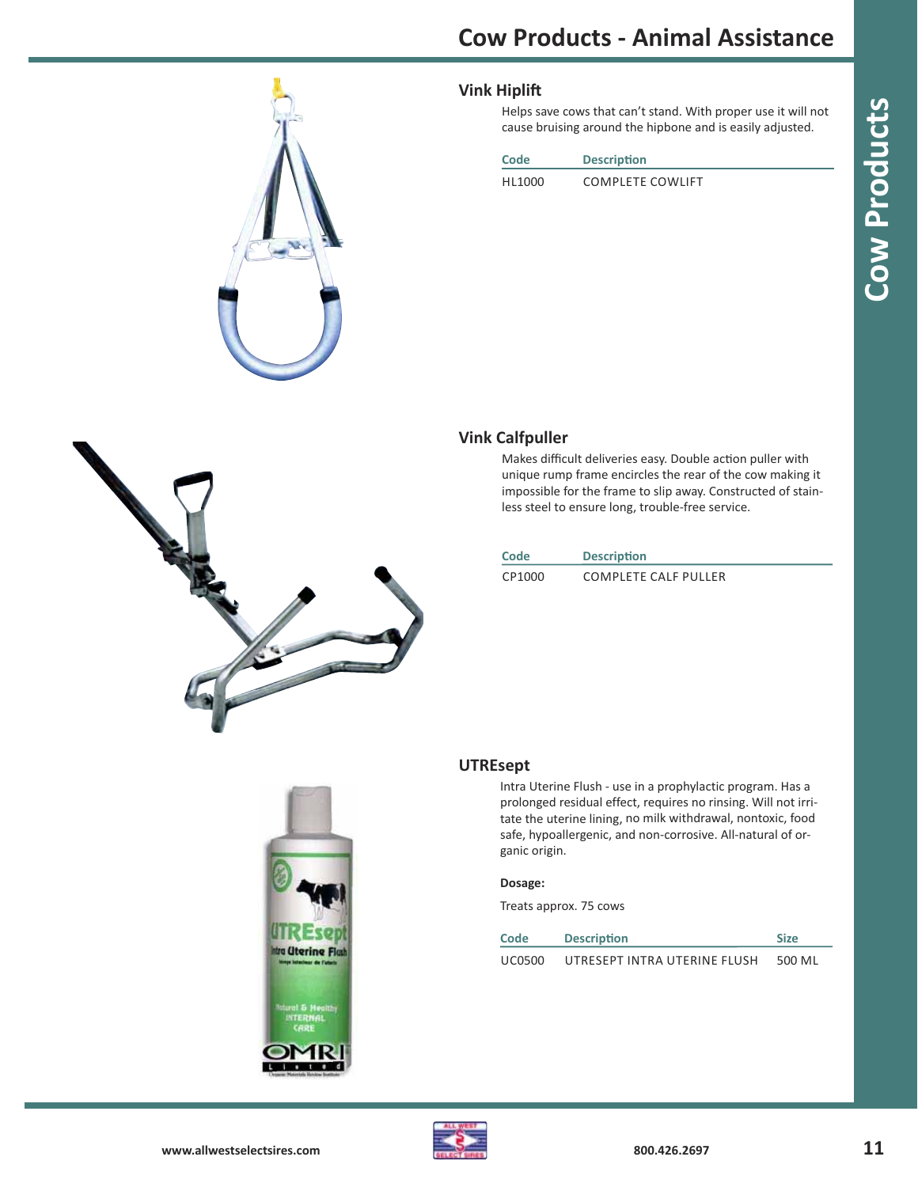# Cow Products - Animal Assistance

## Vink Hiplift

Helps save cows that can't stand. With proper use it will not cause bruising around the hipbone and is easily adjusted.

| Code | Description |
|---|---|
| HL1000 | COMPLETE COWLIFT |

## Vink Calfpuller

Makes difficult deliveries easy. Double action puller with unique rump frame encircles the rear of the cow making it impossible for the frame to slip away. Constructed of stainless steel to ensure long, trouble-free service.

| Code | Description |
|---|---|
| CP1000 | COMPLETE CALF PULLER |

## UTREsept

Intra Uterine Flush - use in a prophylactic program. Has a prolonged residual effect, requires no rinsing. Will not irritate the uterine lining, no milk withdrawal, nontoxic, food safe, hypoallergenic, and non-corrosive. All-natural of organic origin.

**Dosage:**

Treats approx. 75 cows

| Code | Description | Size |
|---|---|---|
| UC0500 | UTRESEPT INTRA UTERINE FLUSH | 500 ML |

www.allwestselectsires.com 800.426.2697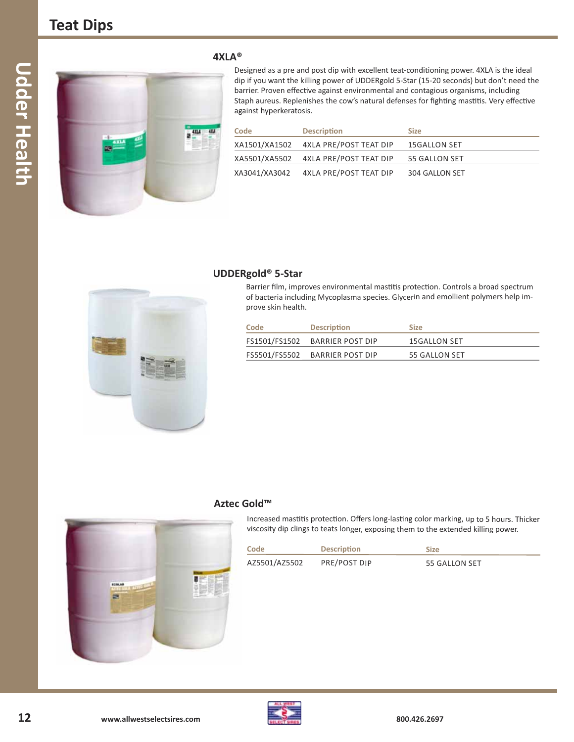# Teat Dips

## 4XLA®

Designed as a pre and post dip with excellent teat-conditioning power. 4XLA is the ideal dip if you want the killing power of UDDERgold 5-Star (15-20 seconds) but don't need the barrier. Proven effective against environmental and contagious organisms, including Staph aureus. Replenishes the cow's natural defenses for fighting mastitis. Very effective against hyperkeratosis.

| Code | Description | Size |
|---|---|---|
| XA1501/XA1502 | 4XLA PRE/POST TEAT DIP | 15GALLON SET |
| XA5501/XA5502 | 4XLA PRE/POST TEAT DIP | 55 GALLON SET |
| XA3041/XA3042 | 4XLA PRE/POST TEAT DIP | 304 GALLON SET |

## UDDERgold® 5-Star

Barrier film, improves environmental mastitis protection. Controls a broad spectrum of bacteria including Mycoplasma species. Glycerin and emollient polymers help improve skin health.

| Code | Description | Size |
|---|---|---|
| FS1501/FS1502 | BARRIER POST DIP | 15GALLON SET |
| FS5501/FS5502 | BARRIER POST DIP | 55 GALLON SET |

## Aztec Gold™

Increased mastitis protection. Offers long-lasting color marking, up to 5 hours. Thicker viscosity dip clings to teats longer, exposing them to the extended killing power.

| Code | Description | Size |
|---|---|---|
| AZ5501/AZ5502 | PRE/POST DIP | 55 GALLON SET |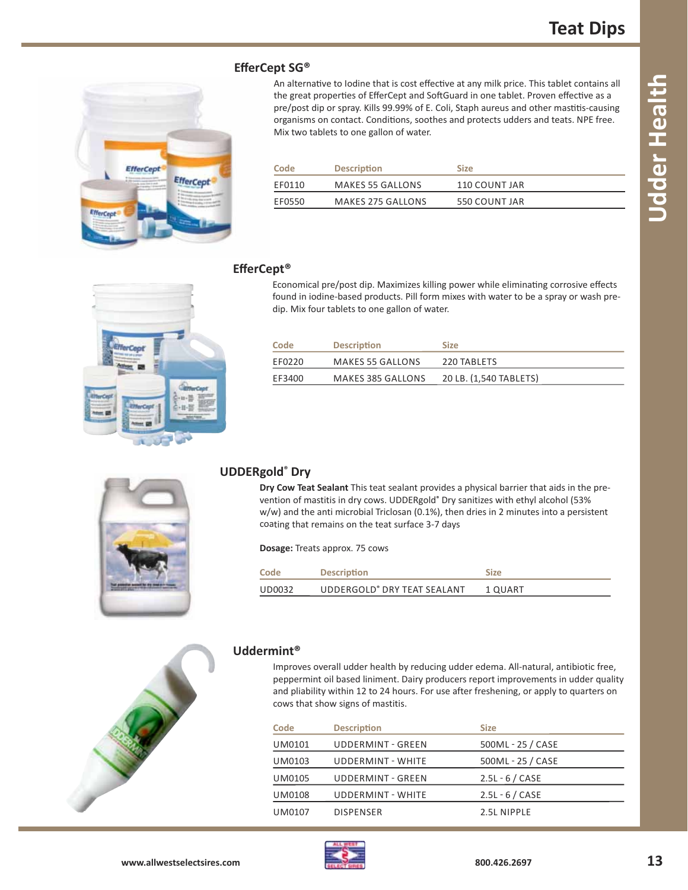# Teat Dips

## EfferCept SG®

An alternative to Iodine that is cost effective at any milk price. This tablet contains all the great properties of EfferCept and SoftGuard in one tablet. Proven effective as a pre/post dip or spray. Kills 99.99% of E. Coli, Staph aureus and other mastitis-causing organisms on contact. Conditions, soothes and protects udders and teats. NPE free. Mix two tablets to one gallon of water.

| Code | Description | Size |
|---|---|---|
| EF0110 | MAKES 55 GALLONS | 110 COUNT JAR |
| EF0550 | MAKES 275 GALLONS | 550 COUNT JAR |

## EfferCept®

Economical pre/post dip. Maximizes killing power while eliminating corrosive effects found in iodine-based products. Pill form mixes with water to be a spray or wash pre-dip. Mix four tablets to one gallon of water.

| Code | Description | Size |
|---|---|---|
| EF0220 | MAKES 55 GALLONS | 220 TABLETS |
| EF3400 | MAKES 385 GALLONS | 20 LB. (1,540 TABLETS) |

## UDDERgold® Dry

**Dry Cow Teat Sealant** This teat sealant provides a physical barrier that aids in the prevention of mastitis in dry cows. UDDERgold® Dry sanitizes with ethyl alcohol (53% w/w) and the anti microbial Triclosan (0.1%), then dries in 2 minutes into a persistent coating that remains on the teat surface 3-7 days

**Dosage:** Treats approx. 75 cows

| Code | Description | Size |
|---|---|---|
| UD0032 | UDDERGOLD® DRY TEAT SEALANT | 1 QUART |

## Uddermint®

Improves overall udder health by reducing udder edema. All-natural, antibiotic free, peppermint oil based liniment. Dairy producers report improvements in udder quality and pliability within 12 to 24 hours. For use after freshening, or apply to quarters on cows that show signs of mastitis.

| Code | Description | Size |
|---|---|---|
| UM0101 | UDDERMINT - GREEN | 500ML - 25 / CASE |
| UM0103 | UDDERMINT - WHITE | 500ML - 25 / CASE |
| UM0105 | UDDERMINT - GREEN | 2.5L - 6 / CASE |
| UM0108 | UDDERMINT - WHITE | 2.5L - 6 / CASE |
| UM0107 | DISPENSER | 2.5L NIPPLE |

www.allwestselectsires.com 800.426.2697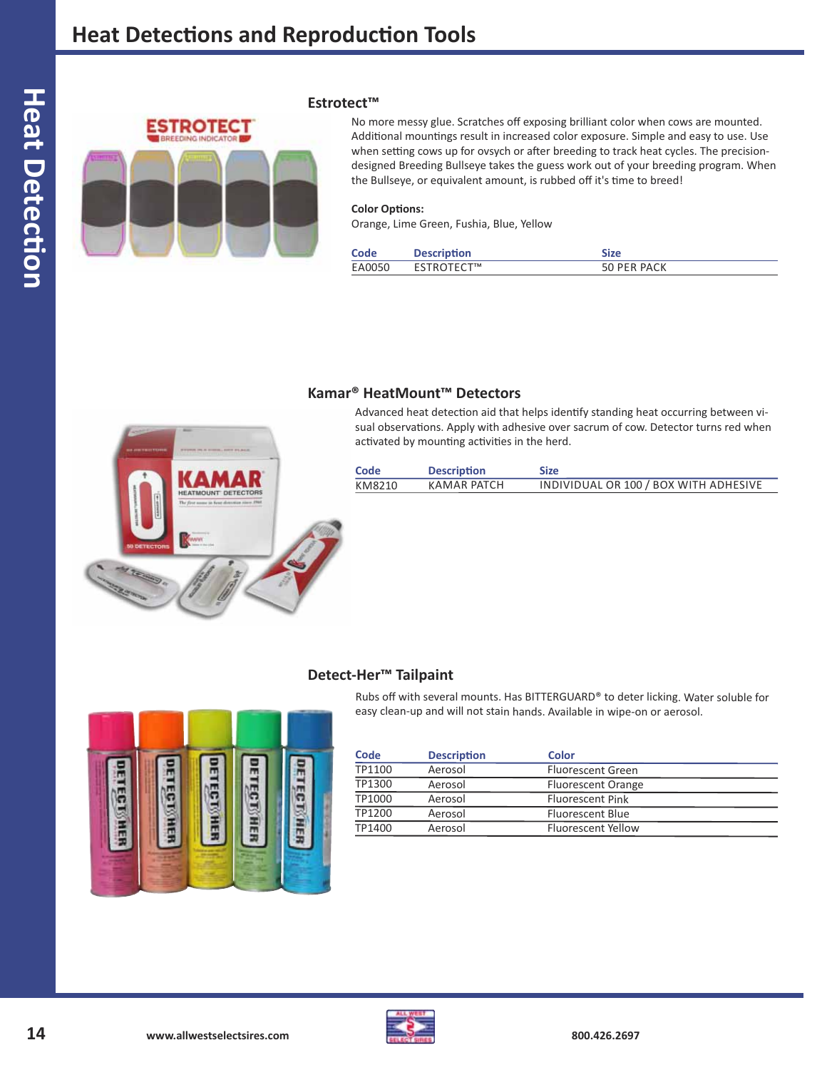# Heat Detections and Reproduction Tools

## Estrotect™

No more messy glue. Scratches off exposing brilliant color when cows are mounted. Additional mountings result in increased color exposure. Simple and easy to use. Use when setting cows up for ovsych or after breeding to track heat cycles. The precision-designed Breeding Bullseye takes the guess work out of your breeding program. When the Bullseye, or equivalent amount, is rubbed off it's time to breed!

**Color Options:**
Orange, Lime Green, Fushia, Blue, Yellow

| Code | Description | Size |
|---|---|---|
| EA0050 | ESTROTECT™ | 50 PER PACK |

## Kamar® HeatMount™ Detectors

Advanced heat detection aid that helps identify standing heat occurring between visual observations. Apply with adhesive over sacrum of cow. Detector turns red when activated by mounting activities in the herd.

| Code | Description | Size |
|---|---|---|
| KM8210 | KAMAR PATCH | INDIVIDUAL OR 100 / BOX WITH ADHESIVE |

## Detect-Her™ Tailpaint

Rubs off with several mounts. Has BITTERGUARD® to deter licking. Water soluble for easy clean-up and will not stain hands. Available in wipe-on or aerosol.

| Code | Description | Color |
|---|---|---|
| TP1100 | Aerosol | Fluorescent Green |
| TP1300 | Aerosol | Fluorescent Orange |
| TP1000 | Aerosol | Fluorescent Pink |
| TP1200 | Aerosol | Fluorescent Blue |
| TP1400 | Aerosol | Fluorescent Yellow |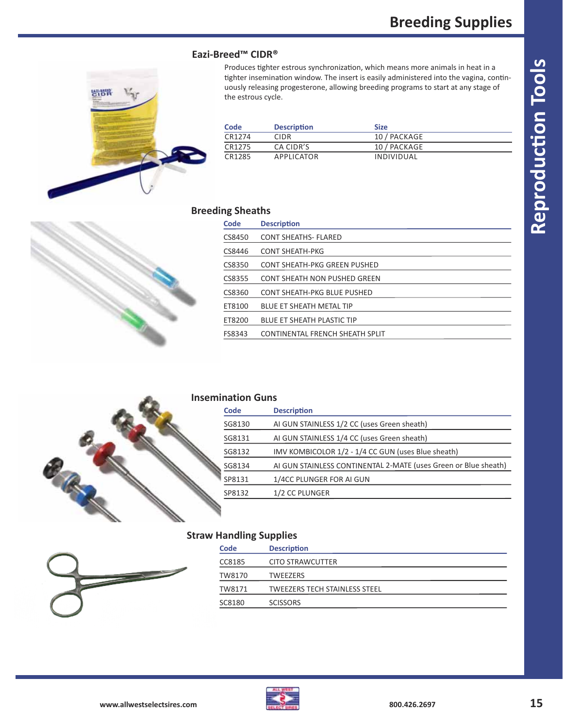# Breeding Supplies

## Reproduction Tools

### Eazi-Breed™ CIDR®

Produces tighter estrous synchronization, which means more animals in heat in a tighter insemination window. The insert is easily administered into the vagina, continuously releasing progesterone, allowing breeding programs to start at any stage of the estrous cycle.

| Code | Description | Size |
|---|---|---|
| CR1274 | CIDR | 10 / PACKAGE |
| CR1275 | CA CIDR'S | 10 / PACKAGE |
| CR1285 | APPLICATOR | INDIVIDUAL |

### Breeding Sheaths

| Code | Description |
|---|---|
| CS8450 | CONT SHEATHS- FLARED |
| CS8446 | CONT SHEATH-PKG |
| CS8350 | CONT SHEATH-PKG GREEN PUSHED |
| CS8355 | CONT SHEATH NON PUSHED GREEN |
| CS8360 | CONT SHEATH-PKG BLUE PUSHED |
| ET8100 | BLUE ET SHEATH METAL TIP |
| ET8200 | BLUE ET SHEATH PLASTIC TIP |
| FS8343 | CONTINENTAL FRENCH SHEATH SPLIT |

### Insemination Guns

| Code | Description |
|---|---|
| SG8130 | AI GUN STAINLESS 1/2 CC (uses Green sheath) |
| SG8131 | AI GUN STAINLESS 1/4 CC (uses Green sheath) |
| SG8132 | IMV KOMBICOLOR 1/2 - 1/4 CC GUN (uses Blue sheath) |
| SG8134 | AI GUN STAINLESS CONTINENTAL 2-MATE (uses Green or Blue sheath) |
| SP8131 | 1/4CC PLUNGER FOR AI GUN |
| SP8132 | 1/2 CC PLUNGER |

### Straw Handling Supplies

| Code | Description |
|---|---|
| CC8185 | CITO STRAWCUTTER |
| TW8170 | TWEEZERS |
| TW8171 | TWEEZERS TECH STAINLESS STEEL |
| SC8180 | SCISSORS |

www.allwestselectsires.com 800.426.2697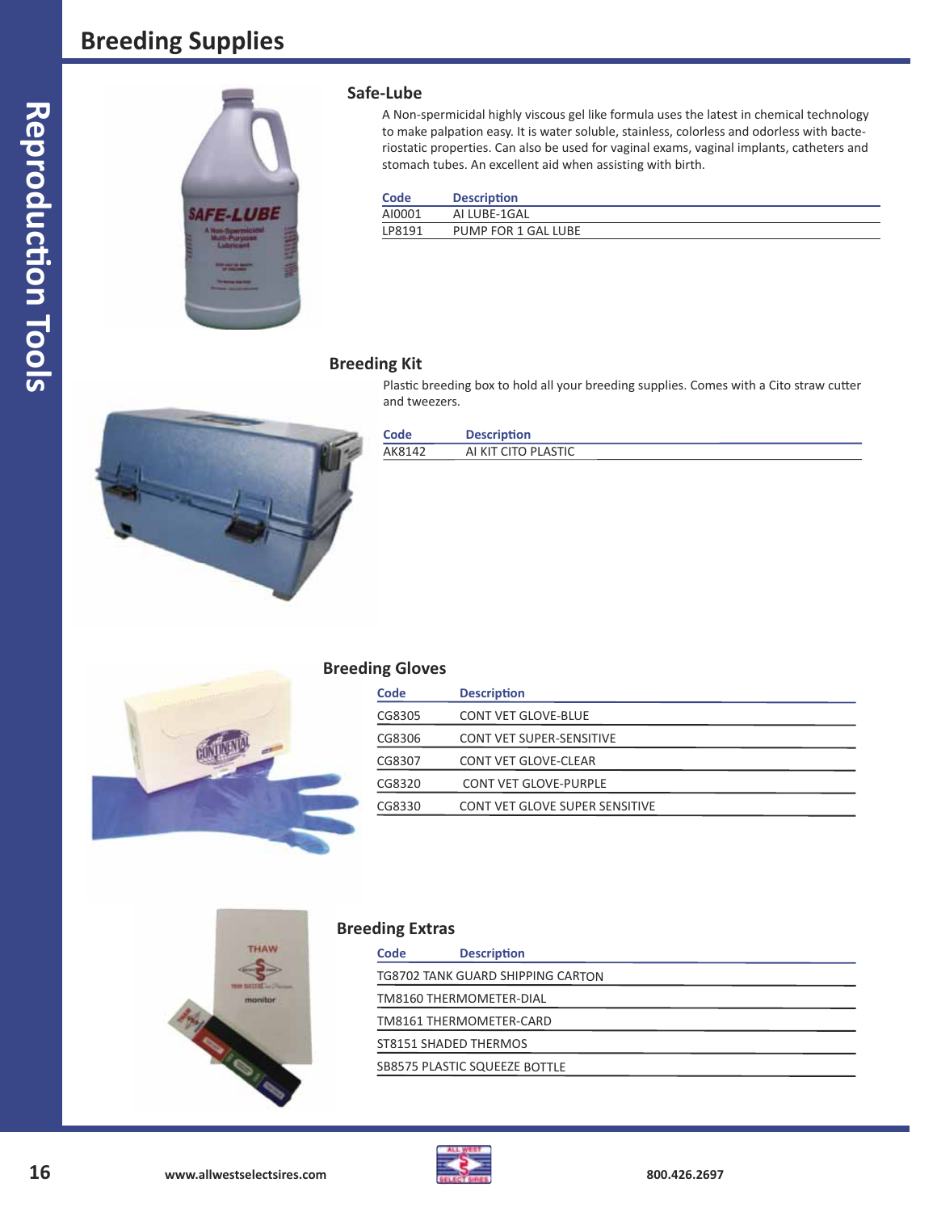# Breeding Supplies

## Safe-Lube

A Non-spermicidal highly viscous gel like formula uses the latest in chemical technology to make palpation easy. It is water soluble, stainless, colorless and odorless with bacteriostatic properties. Can also be used for vaginal exams, vaginal implants, catheters and stomach tubes. An excellent aid when assisting with birth.

| Code | Description |
|---|---|
| AI0001 | AI LUBE-1GAL |
| LP8191 | PUMP FOR 1 GAL LUBE |

## Breeding Kit

Plastic breeding box to hold all your breeding supplies. Comes with a Cito straw cutter and tweezers.

| Code | Description |
|---|---|
| AK8142 | AI KIT CITO PLASTIC |

## Breeding Gloves

| Code | Description |
|---|---|
| CG8305 | CONT VET GLOVE-BLUE |
| CG8306 | CONT VET SUPER-SENSITIVE |
| CG8307 | CONT VET GLOVE-CLEAR |
| CG8320 | CONT VET GLOVE-PURPLE |
| CG8330 | CONT VET GLOVE SUPER SENSITIVE |

## Breeding Extras

| Code | Description |
|---|---|
| TG8702 | TANK GUARD SHIPPING CARTON |
| TM8160 | THERMOMETER-DIAL |
| TM8161 | THERMOMETER-CARD |
| ST8151 | SHADED THERMOS |
| SB8575 | PLASTIC SQUEEZE BOTTLE |

www.allwestselectsires.com

800.426.2697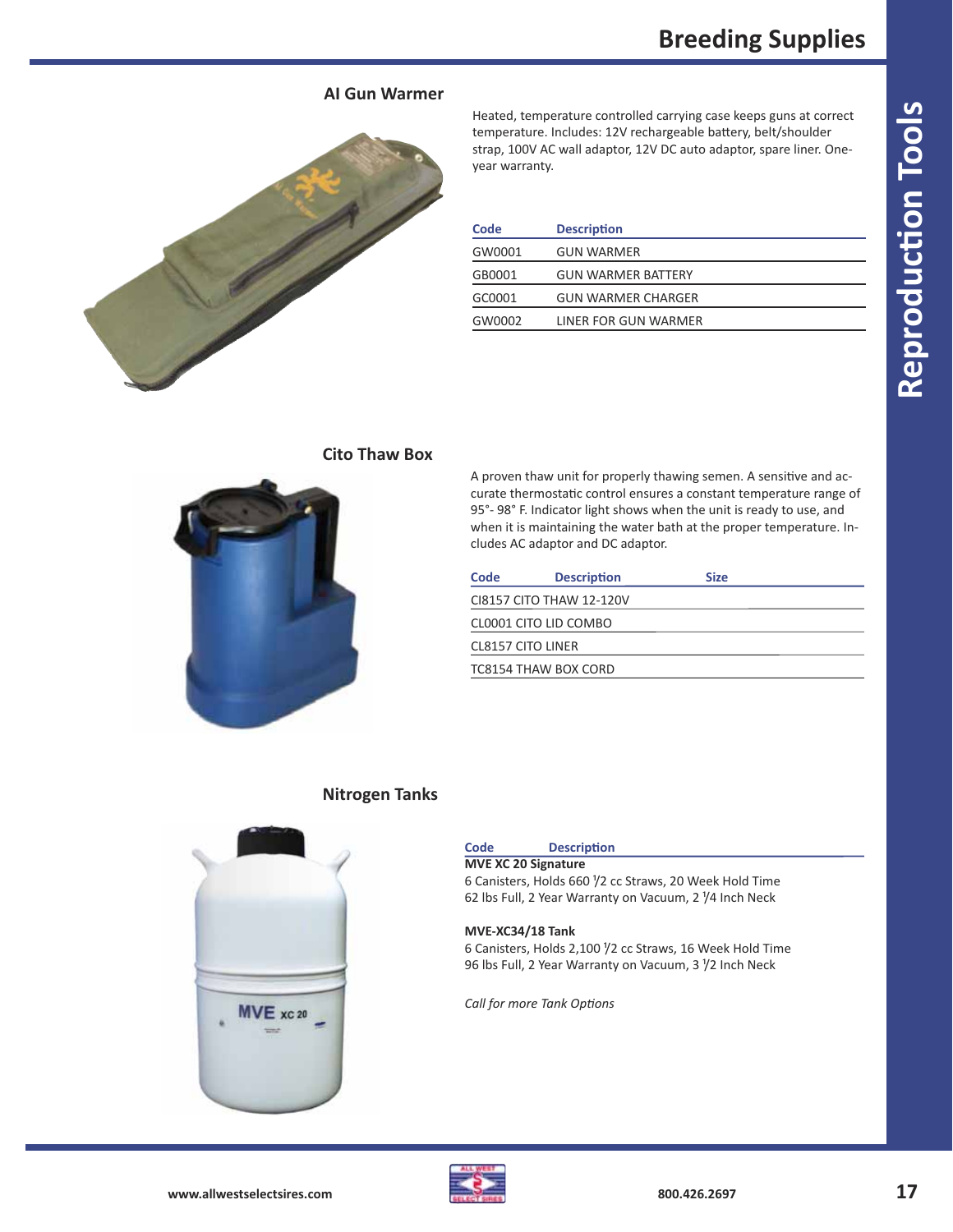# Breeding Supplies

## Reproduction Tools

### AI Gun Warmer

Heated, temperature controlled carrying case keeps guns at correct temperature. Includes: 12V rechargeable battery, belt/shoulder strap, 100V AC wall adaptor, 12V DC auto adaptor, spare liner. One-year warranty.

| Code | Description |
|---|---|
| GW0001 | GUN WARMER |
| GB0001 | GUN WARMER BATTERY |
| GC0001 | GUN WARMER CHARGER |
| GW0002 | LINER FOR GUN WARMER |

### Cito Thaw Box

A proven thaw unit for properly thawing semen. A sensitive and accurate thermostatic control ensures a constant temperature range of 95°- 98° F. Indicator light shows when the unit is ready to use, and when it is maintaining the water bath at the proper temperature. Includes AC adaptor and DC adaptor.

| Code | Description | Size |
|---|---|---|
| CI8157 | CITO THAW 12-120V | |
| CL0001 | CITO LID COMBO | |
| CL8157 | CITO LINER | |
| TC8154 | THAW BOX CORD | |

### Nitrogen Tanks

| Code | Description |
|---|---|

**MVE XC 20 Signature**
6 Canisters, Holds 660 1/2 cc Straws, 20 Week Hold Time
62 lbs Full, 2 Year Warranty on Vacuum, 2 1/4 Inch Neck

**MVE-XC34/18 Tank**
6 Canisters, Holds 2,100 1/2 cc Straws, 16 Week Hold Time
96 lbs Full, 2 Year Warranty on Vacuum, 3 1/2 Inch Neck

*Call for more Tank Options*

www.allwestselectsires.com 800.426.2697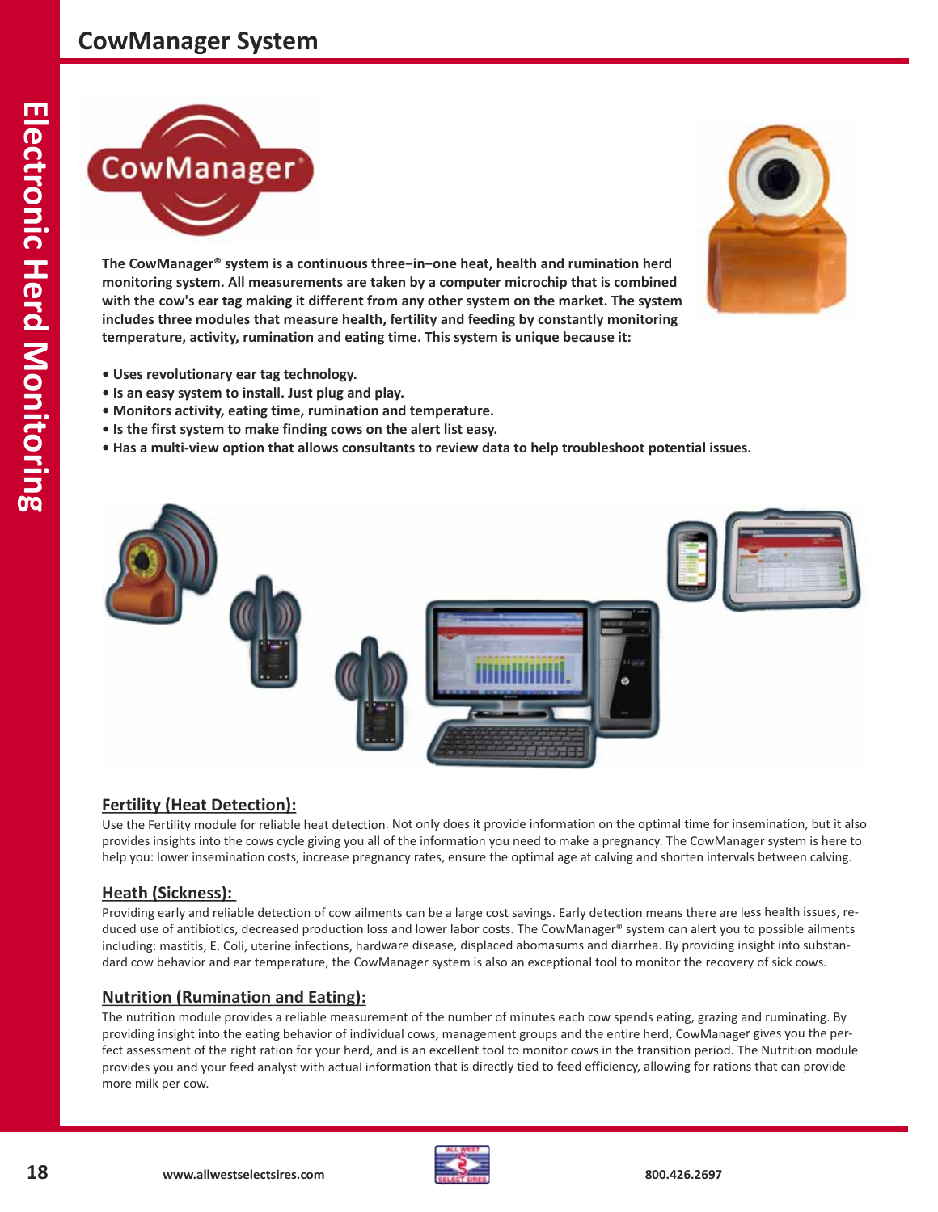# CowManager System

**The CowManager® system is a continuous three–in–one heat, health and rumination herd monitoring system. All measurements are taken by a computer microchip that is combined with the cow's ear tag making it different from any other system on the market. The system includes three modules that measure health, fertility and feeding by constantly monitoring temperature, activity, rumination and eating time. This system is unique because it:**

- **Uses revolutionary ear tag technology.**
- **Is an easy system to install. Just plug and play.**
- **Monitors activity, eating time, rumination and temperature.**
- **Is the first system to make finding cows on the alert list easy.**
- **Has a multi-view option that allows consultants to review data to help troubleshoot potential issues.**

## Fertility (Heat Detection):

Use the Fertility module for reliable heat detection. Not only does it provide information on the optimal time for insemination, but it also provides insights into the cows cycle giving you all of the information you need to make a pregnancy. The CowManager system is here to help you: lower insemination costs, increase pregnancy rates, ensure the optimal age at calving and shorten intervals between calving.

## Heath (Sickness):

Providing early and reliable detection of cow ailments can be a large cost savings. Early detection means there are less health issues, reduced use of antibiotics, decreased production loss and lower labor costs. The CowManager® system can alert you to possible ailments including: mastitis, E. Coli, uterine infections, hardware disease, displaced abomasums and diarrhea. By providing insight into substandard cow behavior and ear temperature, the CowManager system is also an exceptional tool to monitor the recovery of sick cows.

## Nutrition (Rumination and Eating):

The nutrition module provides a reliable measurement of the number of minutes each cow spends eating, grazing and ruminating. By providing insight into the eating behavior of individual cows, management groups and the entire herd, CowManager gives you the perfect assessment of the right ration for your herd, and is an excellent tool to monitor cows in the transition period. The Nutrition module provides you and your feed analyst with actual information that is directly tied to feed efficiency, allowing for rations that can provide more milk per cow.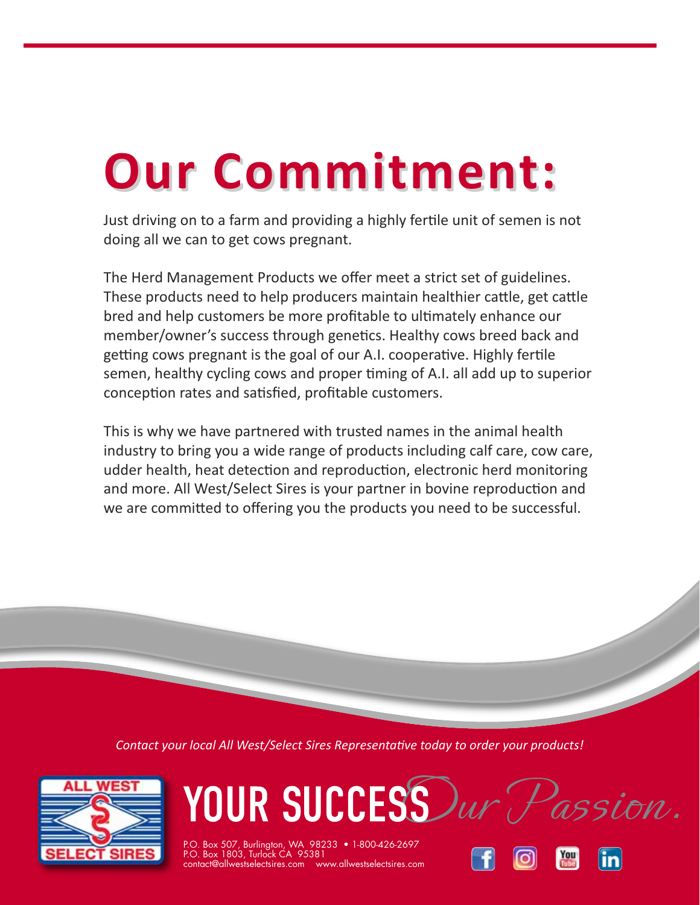# Our Commitment:

Just driving on to a farm and providing a highly fertile unit of semen is not doing all we can to get cows pregnant.

The Herd Management Products we offer meet a strict set of guidelines. These products need to help producers maintain healthier cattle, get cattle bred and help customers be more profitable to ultimately enhance our member/owner's success through genetics. Healthy cows breed back and getting cows pregnant is the goal of our A.I. cooperative. Highly fertile semen, healthy cycling cows and proper timing of A.I. all add up to superior conception rates and satisfied, profitable customers.

This is why we have partnered with trusted names in the animal health industry to bring you a wide range of products including calf care, cow care, udder health, heat detection and reproduction, electronic herd monitoring and more. All West/Select Sires is your partner in bovine reproduction and we are committed to offering you the products you need to be successful.

*Contact your local All West/Select Sires Representative today to order your products!*

ALL WEST SELECT SIRES

**YOUR SUCCESS** *Our Passion.*

P.O. Box 507, Burlington, WA 98233 • 1-800-426-2697
P.O. Box 1803, Turlock CA 95381
contact@allwestselectsires.com www.allwestselectsires.com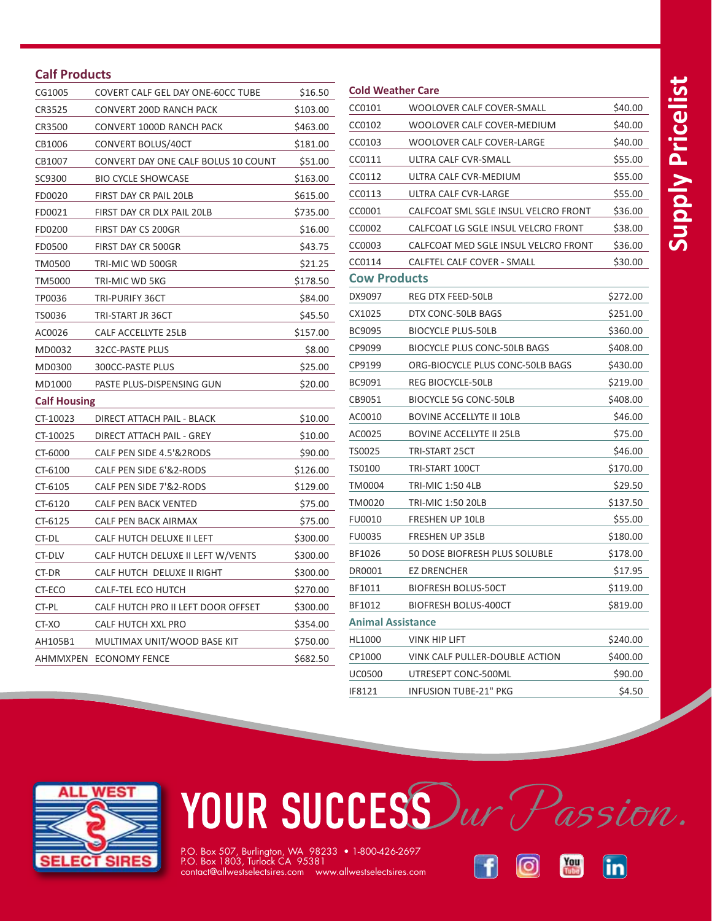# Supply Pricelist

## Calf Products

| Code | Description | Price |
| --- | --- | --- |
| CG1005 | COVERT CALF GEL DAY ONE-60CC TUBE | $16.50 |
| CR3525 | CONVERT 200D RANCH PACK | $103.00 |
| CR3500 | CONVERT 1000D RANCH PACK | $463.00 |
| CB1006 | CONVERT BOLUS/40CT | $181.00 |
| CB1007 | CONVERT DAY ONE CALF BOLUS 10 COUNT | $51.00 |
| SC9300 | BIO CYCLE SHOWCASE | $163.00 |
| FD0020 | FIRST DAY CR PAIL 20LB | $615.00 |
| FD0021 | FIRST DAY CR DLX PAIL 20LB | $735.00 |
| FD0200 | FIRST DAY CS 200GR | $16.00 |
| FD0500 | FIRST DAY CR 500GR | $43.75 |
| TM0500 | TRI-MIC WD 500GR | $21.25 |
| TM5000 | TRI-MIC WD 5KG | $178.50 |
| TP0036 | TRI-PURIFY 36CT | $84.00 |
| TS0036 | TRI-START JR 36CT | $45.50 |
| AC0026 | CALF ACCELLYTE 25LB | $157.00 |
| MD0032 | 32CC-PASTE PLUS | $8.00 |
| MD0300 | 300CC-PASTE PLUS | $25.00 |
| MD1000 | PASTE PLUS-DISPENSING GUN | $20.00 |

## Calf Housing

| Code | Description | Price |
| --- | --- | --- |
| CT-10023 | DIRECT ATTACH PAIL - BLACK | $10.00 |
| CT-10025 | DIRECT ATTACH PAIL - GREY | $10.00 |
| CT-6000 | CALF PEN SIDE 4.5'&2RODS | $90.00 |
| CT-6100 | CALF PEN SIDE 6'&2-RODS | $126.00 |
| CT-6105 | CALF PEN SIDE 7'&2-RODS | $129.00 |
| CT-6120 | CALF PEN BACK VENTED | $75.00 |
| CT-6125 | CALF PEN BACK AIRMAX | $75.00 |
| CT-DL | CALF HUTCH DELUXE II LEFT | $300.00 |
| CT-DLV | CALF HUTCH DELUXE II LEFT W/VENTS | $300.00 |
| CT-DR | CALF HUTCH DELUXE II RIGHT | $300.00 |
| CT-ECO | CALF-TEL ECO HUTCH | $270.00 |
| CT-PL | CALF HUTCH PRO II LEFT DOOR OFFSET | $300.00 |
| CT-XO | CALF HUTCH XXL PRO | $354.00 |
| AH105B1 | MULTIMAX UNIT/WOOD BASE KIT | $750.00 |
| AHMMXPEN | ECONOMY FENCE | $682.50 |

## Cold Weather Care

| Code | Description | Price |
| --- | --- | --- |
| CC0101 | WOOLOVER CALF COVER-SMALL | $40.00 |
| CC0102 | WOOLOVER CALF COVER-MEDIUM | $40.00 |
| CC0103 | WOOLOVER CALF COVER-LARGE | $40.00 |
| CC0111 | ULTRA CALF CVR-SMALL | $55.00 |
| CC0112 | ULTRA CALF CVR-MEDIUM | $55.00 |
| CC0113 | ULTRA CALF CVR-LARGE | $55.00 |
| CC0001 | CALFCOAT SML SGLE INSUL VELCRO FRONT | $36.00 |
| CC0002 | CALFCOAT LG SGLE INSUL VELCRO FRONT | $38.00 |
| CC0003 | CALFCOAT MED SGLE INSUL VELCRO FRONT | $36.00 |
| CC0114 | CALFTEL CALF COVER - SMALL | $30.00 |

## Cow Products

| Code | Description | Price |
| --- | --- | --- |
| DX9097 | REG DTX FEED-50LB | $272.00 |
| CX1025 | DTX CONC-50LB BAGS | $251.00 |
| BC9095 | BIOCYCLE PLUS-50LB | $360.00 |
| CP9099 | BIOCYCLE PLUS CONC-50LB BAGS | $408.00 |
| CP9199 | ORG-BIOCYCLE PLUS CONC-50LB BAGS | $430.00 |
| BC9091 | REG BIOCYCLE-50LB | $219.00 |
| CB9051 | BIOCYCLE 5G CONC-50LB | $408.00 |
| AC0010 | BOVINE ACCELLYTE II 10LB | $46.00 |
| AC0025 | BOVINE ACCELLYTE II 25LB | $75.00 |
| TS0025 | TRI-START 25CT | $46.00 |
| TS0100 | TRI-START 100CT | $170.00 |
| TM0004 | TRI-MIC 1:50 4LB | $29.50 |
| TM0020 | TRI-MIC 1:50 20LB | $137.50 |
| FU0010 | FRESHEN UP 10LB | $55.00 |
| FU0035 | FRESHEN UP 35LB | $180.00 |
| BF1026 | 50 DOSE BIOFRESH PLUS SOLUBLE | $178.00 |
| DR0001 | EZ DRENCHER | $17.95 |
| BF1011 | BIOFRESH BOLUS-50CT | $119.00 |
| BF1012 | BIOFRESH BOLUS-400CT | $819.00 |

## Animal Assistance

| Code | Description | Price |
| --- | --- | --- |
| HL1000 | VINK HIP LIFT | $240.00 |
| CP1000 | VINK CALF PULLER-DOUBLE ACTION | $400.00 |
| UC0500 | UTRESEPT CONC-500ML | $90.00 |
| IF8121 | INFUSION TUBE-21" PKG | $4.50 |

ALL WEST SELECT SIRES

YOUR SUCCESS *Our Passion.*

P.O. Box 507, Burlington, WA 98233 • 1-800-426-2697
P.O. Box 1803, Turlock CA 95381
contact@allwestselectsires.com www.allwestselectsires.com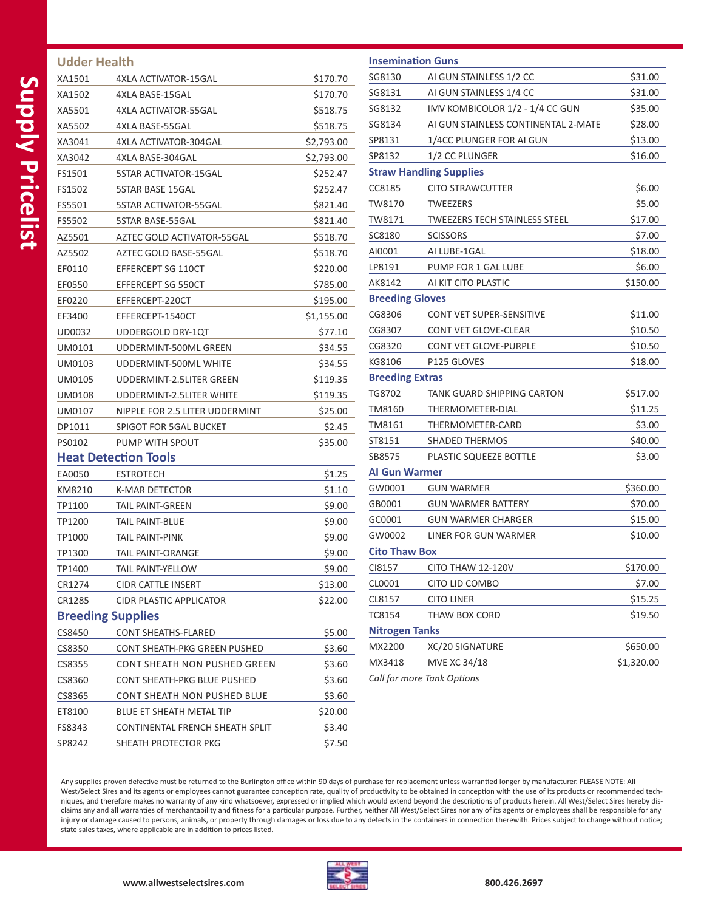# Supply Pricelist

## Udder Health

| | | |
|---|---|---|
| XA1501 | 4XLA ACTIVATOR-15GAL | $170.70 |
| XA1502 | 4XLA BASE-15GAL | $170.70 |
| XA5501 | 4XLA ACTIVATOR-55GAL | $518.75 |
| XA5502 | 4XLA BASE-55GAL | $518.75 |
| XA3041 | 4XLA ACTIVATOR-304GAL | $2,793.00 |
| XA3042 | 4XLA BASE-304GAL | $2,793.00 |
| FS1501 | 5STAR ACTIVATOR-15GAL | $252.47 |
| FS1502 | 5STAR BASE 15GAL | $252.47 |
| FS5501 | 5STAR ACTIVATOR-55GAL | $821.40 |
| FS5502 | 5STAR BASE-55GAL | $821.40 |
| AZ5501 | AZTEC GOLD ACTIVATOR-55GAL | $518.70 |
| AZ5502 | AZTEC GOLD BASE-55GAL | $518.70 |
| EF0110 | EFFERCEPT SG 110CT | $220.00 |
| EF0550 | EFFERCEPT SG 550CT | $785.00 |
| EF0220 | EFFERCEPT-220CT | $195.00 |
| EF3400 | EFFERCEPT-1540CT | $1,155.00 |
| UD0032 | UDDERGOLD DRY-1QT | $77.10 |
| UM0101 | UDDERMINT-500ML GREEN | $34.55 |
| UM0103 | UDDERMINT-500ML WHITE | $34.55 |
| UM0105 | UDDERMINT-2.5LITER GREEN | $119.35 |
| UM0108 | UDDERMINT-2.5LITER WHITE | $119.35 |
| UM0107 | NIPPLE FOR 2.5 LITER UDDERMINT | $25.00 |
| DP1011 | SPIGOT FOR 5GAL BUCKET | $2.45 |
| PS0102 | PUMP WITH SPOUT | $35.00 |

## Heat Detection Tools

| | | |
|---|---|---|
| EA0050 | ESTROTECH | $1.25 |
| KM8210 | K-MAR DETECTOR | $1.10 |
| TP1100 | TAIL PAINT-GREEN | $9.00 |
| TP1200 | TAIL PAINT-BLUE | $9.00 |
| TP1000 | TAIL PAINT-PINK | $9.00 |
| TP1300 | TAIL PAINT-ORANGE | $9.00 |
| TP1400 | TAIL PAINT-YELLOW | $9.00 |
| CR1274 | CIDR CATTLE INSERT | $13.00 |
| CR1285 | CIDR PLASTIC APPLICATOR | $22.00 |

## Breeding Supplies

| | | |
|---|---|---|
| CS8450 | CONT SHEATHS-FLARED | $5.00 |
| CS8350 | CONT SHEATH-PKG GREEN PUSHED | $3.60 |
| CS8355 | CONT SHEATH NON PUSHED GREEN | $3.60 |
| CS8360 | CONT SHEATH-PKG BLUE PUSHED | $3.60 |
| CS8365 | CONT SHEATH NON PUSHED BLUE | $3.60 |
| ET8100 | BLUE ET SHEATH METAL TIP | $20.00 |
| FS8343 | CONTINENTAL FRENCH SHEATH SPLIT | $3.40 |
| SP8242 | SHEATH PROTECTOR PKG | $7.50 |

## Insemination Guns

| | | |
|---|---|---|
| SG8130 | AI GUN STAINLESS 1/2 CC | $31.00 |
| SG8131 | AI GUN STAINLESS 1/4 CC | $31.00 |
| SG8132 | IMV KOMBICOLOR 1/2 - 1/4 CC GUN | $35.00 |
| SG8134 | AI GUN STAINLESS CONTINENTAL 2-MATE | $28.00 |
| SP8131 | 1/4CC PLUNGER FOR AI GUN | $13.00 |
| SP8132 | 1/2 CC PLUNGER | $16.00 |

## Straw Handling Supplies

| | | |
|---|---|---|
| CC8185 | CITO STRAWCUTTER | $6.00 |
| TW8170 | TWEEZERS | $5.00 |
| TW8171 | TWEEZERS TECH STAINLESS STEEL | $17.00 |
| SC8180 | SCISSORS | $7.00 |
| AI0001 | AI LUBE-1GAL | $18.00 |
| LP8191 | PUMP FOR 1 GAL LUBE | $6.00 |
| AK8142 | AI KIT CITO PLASTIC | $150.00 |

## Breeding Gloves

| | | |
|---|---|---|
| CG8306 | CONT VET SUPER-SENSITIVE | $11.00 |
| CG8307 | CONT VET GLOVE-CLEAR | $10.50 |
| CG8320 | CONT VET GLOVE-PURPLE | $10.50 |
| KG8106 | P125 GLOVES | $18.00 |

## Breeding Extras

| | | |
|---|---|---|
| TG8702 | TANK GUARD SHIPPING CARTON | $517.00 |
| TM8160 | THERMOMETER-DIAL | $11.25 |
| TM8161 | THERMOMETER-CARD | $3.00 |
| ST8151 | SHADED THERMOS | $40.00 |
| SB8575 | PLASTIC SQUEEZE BOTTLE | $3.00 |

## AI Gun Warmer

| | | |
|---|---|---|
| GW0001 | GUN WARMER | $360.00 |
| GB0001 | GUN WARMER BATTERY | $70.00 |
| GC0001 | GUN WARMER CHARGER | $15.00 |
| GW0002 | LINER FOR GUN WARMER | $10.00 |

## Cito Thaw Box

| | | |
|---|---|---|
| CI8157 | CITO THAW 12-120V | $170.00 |
| CL0001 | CITO LID COMBO | $7.00 |
| CL8157 | CITO LINER | $15.25 |
| TC8154 | THAW BOX CORD | $19.50 |

## Nitrogen Tanks

| | | |
|---|---|---|
| MX2200 | XC/20 SIGNATURE | $650.00 |
| MX3418 | MVE XC 34/18 | $1,320.00 |

*Call for more Tank Options*

Any supplies proven defective must be returned to the Burlington office within 90 days of purchase for replacement unless warrantied longer by manufacturer. PLEASE NOTE: All West/Select Sires and its agents or employees cannot guarantee conception rate, quality of productivity to be obtained in conception with the use of its products or recommended techniques, and therefore makes no warranty of any kind whatsoever, expressed or implied which would extend beyond the descriptions of products herein. All West/Select Sires hereby disclaims any and all warranties of merchantability and fitness for a particular purpose. Further, neither All West/Select Sires nor any of its agents or employees shall be responsible for any injury or damage caused to persons, animals, or property through damages or loss due to any defects in the containers in connection therewith. Prices subject to change without notice; state sales taxes, where applicable are in addition to prices listed.

www.allwestselectsires.com

800.426.2697